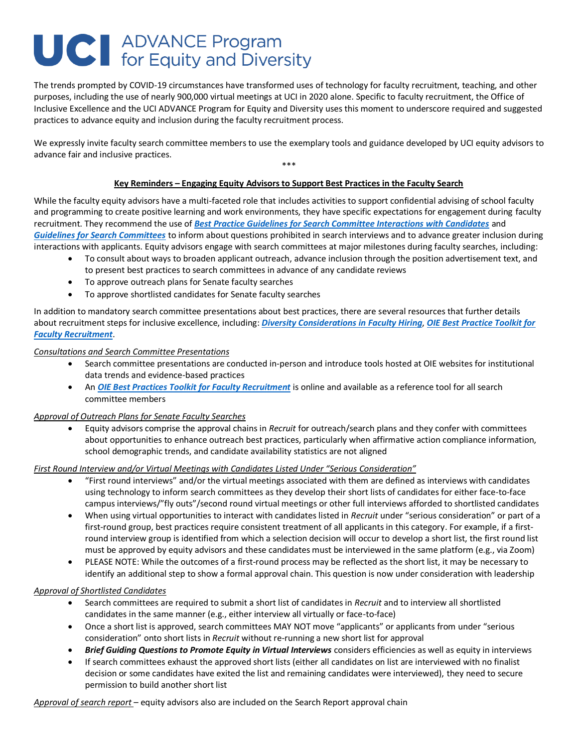# UCI ADVANCE Program for Equity and Diversity

The trends prompted by COVID-19 circumstances have transformed uses of technology for faculty recruitment, teaching, and other purposes, including the use of nearly 900,000 virtual meetings at UCI in 2020 alone. Specific to faculty recruitment, the Office of Inclusive Excellence and the UCI ADVANCE Program for Equity and Diversity uses this moment to underscore required and suggested practices to advance equity and inclusion during the faculty recruitment process.

We expressly invite faculty search committee members to use the exemplary tools and guidance developed by UCI equity advisors to advance fair and inclusive practices.

***

## Key Reminders – Engaging Equity Advisors to Support Best Practices in the Faculty Search

While the faculty equity advisors have a multi-faceted role that includes activities to support confidential advising of school faculty and programming to create positive learning and work environments, they have specific expectations for engagement during faculty recruitment. They recommend the use of ***Best Practice Guidelines for Search Committee Interactions with Candidates*** and ***Guidelines for Search Committees*** to inform about questions prohibited in search interviews and to advance greater inclusion during interactions with applicants. Equity advisors engage with search committees at major milestones during faculty searches, including:

- To consult about ways to broaden applicant outreach, advance inclusion through the position advertisement text, and to present best practices to search committees in advance of any candidate reviews
- To approve outreach plans for Senate faculty searches
- To approve shortlisted candidates for Senate faculty searches

In addition to mandatory search committee presentations about best practices, there are several resources that further details about recruitment steps for inclusive excellence, including: ***Diversity Considerations in Faculty Hiring***, ***OIE Best Practice Toolkit for Faculty Recruitment***.

*Consultations and Search Committee Presentations*

- Search committee presentations are conducted in-person and introduce tools hosted at OIE websites for institutional data trends and evidence-based practices
- An ***OIE Best Practices Toolkit for Faculty Recruitment*** is online and available as a reference tool for all search committee members

*Approval of Outreach Plans for Senate Faculty Searches*

- Equity advisors comprise the approval chains in *Recruit* for outreach/search plans and they confer with committees about opportunities to enhance outreach best practices, particularly when affirmative action compliance information, school demographic trends, and candidate availability statistics are not aligned

*First Round Interview and/or Virtual Meetings with Candidates Listed Under "Serious Consideration"*

- "First round interviews" and/or the virtual meetings associated with them are defined as interviews with candidates using technology to inform search committees as they develop their short lists of candidates for either face-to-face campus interviews/"fly outs"/second round virtual meetings or other full interviews afforded to shortlisted candidates
- When using virtual opportunities to interact with candidates listed in *Recruit* under "serious consideration" or part of a first-round group, best practices require consistent treatment of all applicants in this category. For example, if a first-round interview group is identified from which a selection decision will occur to develop a short list, the first round list must be approved by equity advisors and these candidates must be interviewed in the same platform (e.g., via Zoom)
- PLEASE NOTE: While the outcomes of a first-round process may be reflected as the short list, it may be necessary to identify an additional step to show a formal approval chain. This question is now under consideration with leadership

*Approval of Shortlisted Candidates*

- Search committees are required to submit a short list of candidates in *Recruit* and to interview all shortlisted candidates in the same manner (e.g., either interview all virtually or face-to-face)
- Once a short list is approved, search committees MAY NOT move "applicants" or applicants from under "serious consideration" onto short lists in *Recruit* without re-running a new short list for approval
- ***Brief Guiding Questions to Promote Equity in Virtual Interviews*** considers efficiencies as well as equity in interviews
- If search committees exhaust the approved short lists (either all candidates on list are interviewed with no finalist decision or some candidates have exited the list and remaining candidates were interviewed), they need to secure permission to build another short list

*Approval of search report* – equity advisors also are included on the Search Report approval chain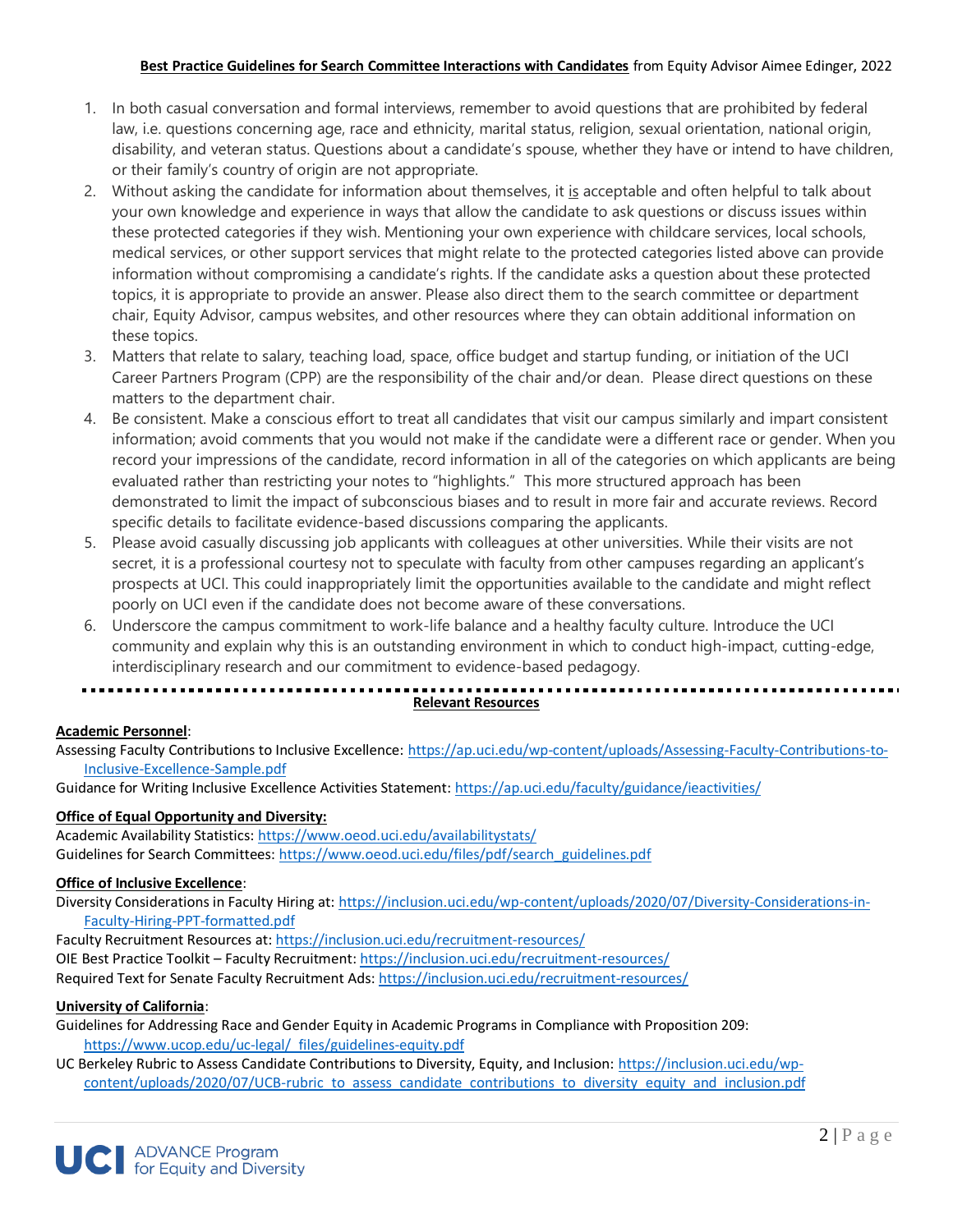**Best Practice Guidelines for Search Committee Interactions with Candidates** from Equity Advisor Aimee Edinger, 2022

1. In both casual conversation and formal interviews, remember to avoid questions that are prohibited by federal law, i.e. questions concerning age, race and ethnicity, marital status, religion, sexual orientation, national origin, disability, and veteran status. Questions about a candidate's spouse, whether they have or intend to have children, or their family's country of origin are not appropriate.
2. Without asking the candidate for information about themselves, it is acceptable and often helpful to talk about your own knowledge and experience in ways that allow the candidate to ask questions or discuss issues within these protected categories if they wish. Mentioning your own experience with childcare services, local schools, medical services, or other support services that might relate to the protected categories listed above can provide information without compromising a candidate's rights. If the candidate asks a question about these protected topics, it is appropriate to provide an answer. Please also direct them to the search committee or department chair, Equity Advisor, campus websites, and other resources where they can obtain additional information on these topics.
3. Matters that relate to salary, teaching load, space, office budget and startup funding, or initiation of the UCI Career Partners Program (CPP) are the responsibility of the chair and/or dean. Please direct questions on these matters to the department chair.
4. Be consistent. Make a conscious effort to treat all candidates that visit our campus similarly and impart consistent information; avoid comments that you would not make if the candidate were a different race or gender. When you record your impressions of the candidate, record information in all of the categories on which applicants are being evaluated rather than restricting your notes to "highlights." This more structured approach has been demonstrated to limit the impact of subconscious biases and to result in more fair and accurate reviews. Record specific details to facilitate evidence-based discussions comparing the applicants.
5. Please avoid casually discussing job applicants with colleagues at other universities. While their visits are not secret, it is a professional courtesy not to speculate with faculty from other campuses regarding an applicant's prospects at UCI. This could inappropriately limit the opportunities available to the candidate and might reflect poorly on UCI even if the candidate does not become aware of these conversations.
6. Underscore the campus commitment to work-life balance and a healthy faculty culture. Introduce the UCI community and explain why this is an outstanding environment in which to conduct high-impact, cutting-edge, interdisciplinary research and our commitment to evidence-based pedagogy.

---

**Relevant Resources**

**Academic Personnel**:

Assessing Faculty Contributions to Inclusive Excellence: https://ap.uci.edu/wp-content/uploads/Assessing-Faculty-Contributions-to-Inclusive-Excellence-Sample.pdf

Guidance for Writing Inclusive Excellence Activities Statement: https://ap.uci.edu/faculty/guidance/ieactivities/

**Office of Equal Opportunity and Diversity:**

Academic Availability Statistics: https://www.oeod.uci.edu/availabilitystats/

Guidelines for Search Committees: https://www.oeod.uci.edu/files/pdf/search_guidelines.pdf

**Office of Inclusive Excellence**:

Diversity Considerations in Faculty Hiring at: https://inclusion.uci.edu/wp-content/uploads/2020/07/Diversity-Considerations-in-Faculty-Hiring-PPT-formatted.pdf

Faculty Recruitment Resources at: https://inclusion.uci.edu/recruitment-resources/

OIE Best Practice Toolkit – Faculty Recruitment: https://inclusion.uci.edu/recruitment-resources/

Required Text for Senate Faculty Recruitment Ads: https://inclusion.uci.edu/recruitment-resources/

**University of California**:

Guidelines for Addressing Race and Gender Equity in Academic Programs in Compliance with Proposition 209: https://www.ucop.edu/uc-legal/_files/guidelines-equity.pdf

UC Berkeley Rubric to Assess Candidate Contributions to Diversity, Equity, and Inclusion: https://inclusion.uci.edu/wp-content/uploads/2020/07/UCB-rubric_to_assess_candidate_contributions_to_diversity_equity_and_inclusion.pdf

UCI ADVANCE Program for Equity and Diversity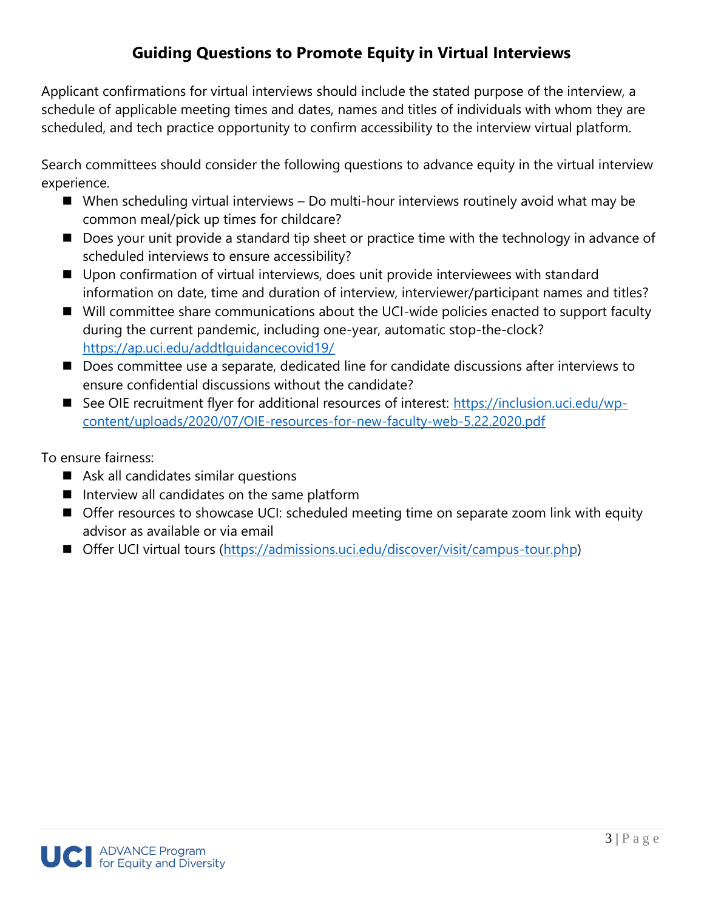## Guiding Questions to Promote Equity in Virtual Interviews

Applicant confirmations for virtual interviews should include the stated purpose of the interview, a schedule of applicable meeting times and dates, names and titles of individuals with whom they are scheduled, and tech practice opportunity to confirm accessibility to the interview virtual platform.

Search committees should consider the following questions to advance equity in the virtual interview experience.

- When scheduling virtual interviews – Do multi-hour interviews routinely avoid what may be common meal/pick up times for childcare?
- Does your unit provide a standard tip sheet or practice time with the technology in advance of scheduled interviews to ensure accessibility?
- Upon confirmation of virtual interviews, does unit provide interviewees with standard information on date, time and duration of interview, interviewer/participant names and titles?
- Will committee share communications about the UCI-wide policies enacted to support faculty during the current pandemic, including one-year, automatic stop-the-clock? https://ap.uci.edu/addtlguidancecovid19/
- Does committee use a separate, dedicated line for candidate discussions after interviews to ensure confidential discussions without the candidate?
- See OIE recruitment flyer for additional resources of interest: https://inclusion.uci.edu/wp-content/uploads/2020/07/OIE-resources-for-new-faculty-web-5.22.2020.pdf

To ensure fairness:

- Ask all candidates similar questions
- Interview all candidates on the same platform
- Offer resources to showcase UCI: scheduled meeting time on separate zoom link with equity advisor as available or via email
- Offer UCI virtual tours (https://admissions.uci.edu/discover/visit/campus-tour.php)